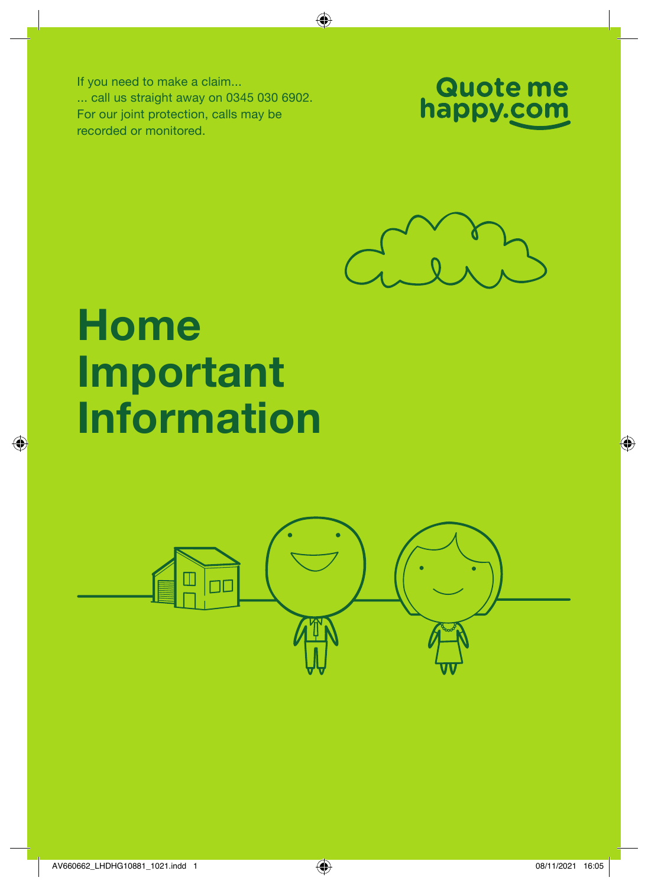If you need to make a claim...
... call us straight away on 0345 030 6902.
For our joint protection, calls may be recorded or monitored.

Quote me happy.com

# Home Important Information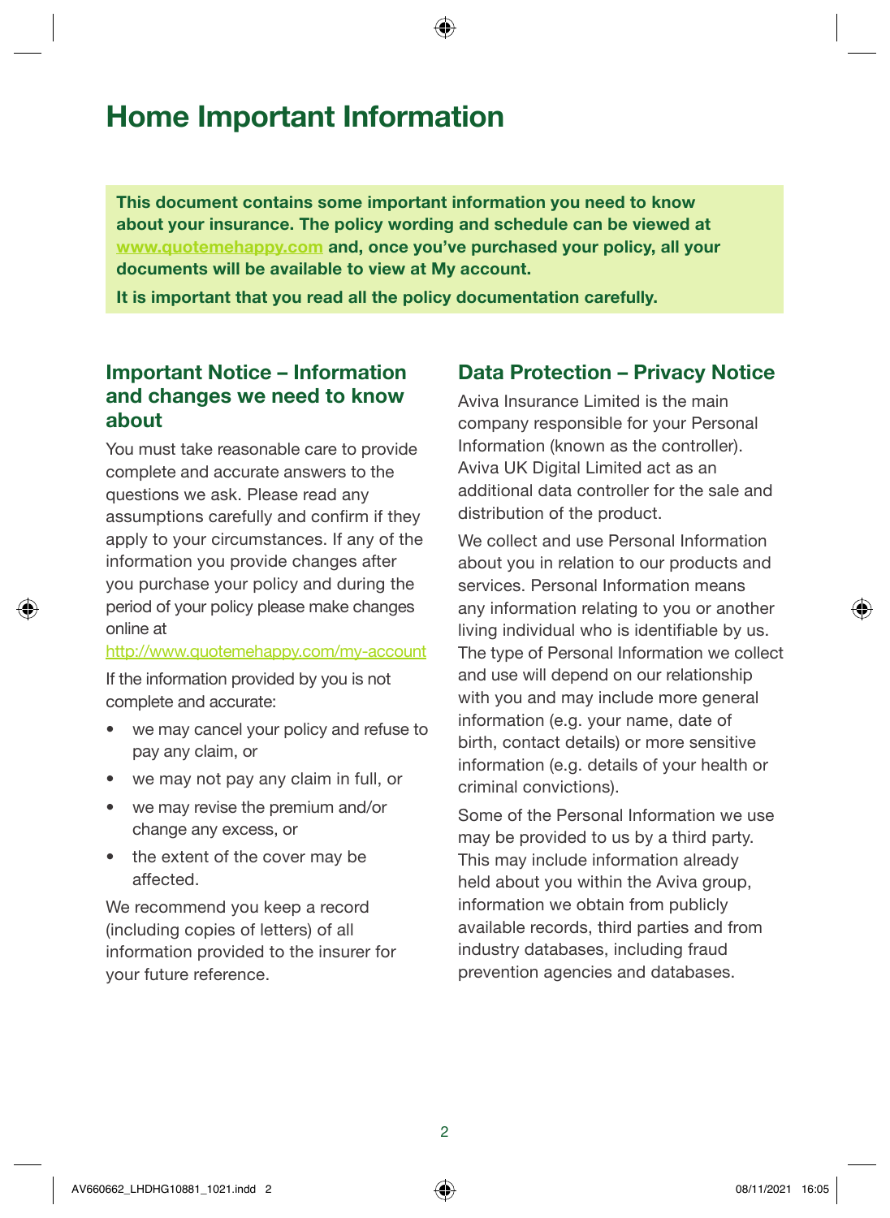# Home Important Information

**This document contains some important information you need to know about your insurance. The policy wording and schedule can be viewed at www.quotemehappy.com and, once you've purchased your policy, all your documents will be available to view at My account.**

**It is important that you read all the policy documentation carefully.**

## Important Notice – Information and changes we need to know about

You must take reasonable care to provide complete and accurate answers to the questions we ask. Please read any assumptions carefully and confirm if they apply to your circumstances. If any of the information you provide changes after you purchase your policy and during the period of your policy please make changes online at http://www.quotemehappy.com/my-account

If the information provided by you is not complete and accurate:

- we may cancel your policy and refuse to pay any claim, or
- we may not pay any claim in full, or
- we may revise the premium and/or change any excess, or
- the extent of the cover may be affected.

We recommend you keep a record (including copies of letters) of all information provided to the insurer for your future reference.

## Data Protection – Privacy Notice

Aviva Insurance Limited is the main company responsible for your Personal Information (known as the controller). Aviva UK Digital Limited act as an additional data controller for the sale and distribution of the product.

We collect and use Personal Information about you in relation to our products and services. Personal Information means any information relating to you or another living individual who is identifiable by us. The type of Personal Information we collect and use will depend on our relationship with you and may include more general information (e.g. your name, date of birth, contact details) or more sensitive information (e.g. details of your health or criminal convictions).

Some of the Personal Information we use may be provided to us by a third party. This may include information already held about you within the Aviva group, information we obtain from publicly available records, third parties and from industry databases, including fraud prevention agencies and databases.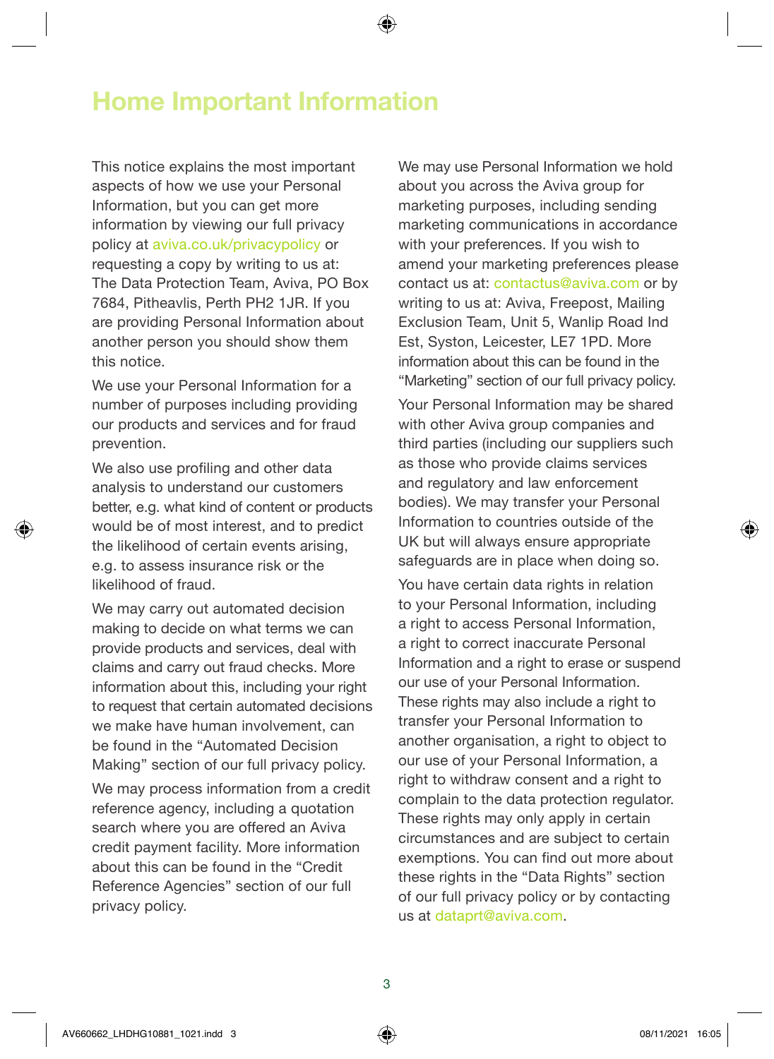# Home Important Information

This notice explains the most important aspects of how we use your Personal Information, but you can get more information by viewing our full privacy policy at aviva.co.uk/privacypolicy or requesting a copy by writing to us at: The Data Protection Team, Aviva, PO Box 7684, Pitheavlis, Perth PH2 1JR. If you are providing Personal Information about another person you should show them this notice.

We use your Personal Information for a number of purposes including providing our products and services and for fraud prevention.

We also use profiling and other data analysis to understand our customers better, e.g. what kind of content or products would be of most interest, and to predict the likelihood of certain events arising, e.g. to assess insurance risk or the likelihood of fraud.

We may carry out automated decision making to decide on what terms we can provide products and services, deal with claims and carry out fraud checks. More information about this, including your right to request that certain automated decisions we make have human involvement, can be found in the "Automated Decision Making" section of our full privacy policy.

We may process information from a credit reference agency, including a quotation search where you are offered an Aviva credit payment facility. More information about this can be found in the "Credit Reference Agencies" section of our full privacy policy.

We may use Personal Information we hold about you across the Aviva group for marketing purposes, including sending marketing communications in accordance with your preferences. If you wish to amend your marketing preferences please contact us at: contactus@aviva.com or by writing to us at: Aviva, Freepost, Mailing Exclusion Team, Unit 5, Wanlip Road Ind Est, Syston, Leicester, LE7 1PD. More information about this can be found in the "Marketing" section of our full privacy policy.

Your Personal Information may be shared with other Aviva group companies and third parties (including our suppliers such as those who provide claims services and regulatory and law enforcement bodies). We may transfer your Personal Information to countries outside of the UK but will always ensure appropriate safeguards are in place when doing so.

You have certain data rights in relation to your Personal Information, including a right to access Personal Information, a right to correct inaccurate Personal Information and a right to erase or suspend our use of your Personal Information. These rights may also include a right to transfer your Personal Information to another organisation, a right to object to our use of your Personal Information, a right to withdraw consent and a right to complain to the data protection regulator. These rights may only apply in certain circumstances and are subject to certain exemptions. You can find out more about these rights in the "Data Rights" section of our full privacy policy or by contacting us at dataprt@aviva.com.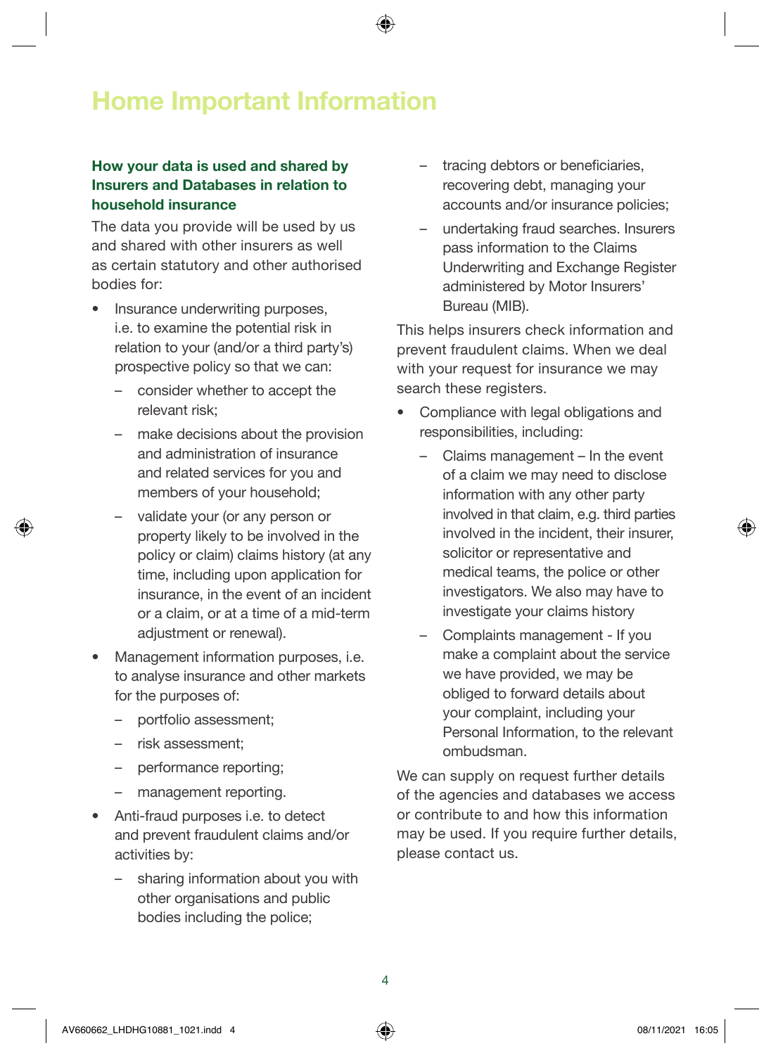# Home Important Information

**How your data is used and shared by Insurers and Databases in relation to household insurance**

The data you provide will be used by us and shared with other insurers as well as certain statutory and other authorised bodies for:

- Insurance underwriting purposes, i.e. to examine the potential risk in relation to your (and/or a third party's) prospective policy so that we can:
  - consider whether to accept the relevant risk;
  - make decisions about the provision and administration of insurance and related services for you and members of your household;
  - validate your (or any person or property likely to be involved in the policy or claim) claims history (at any time, including upon application for insurance, in the event of an incident or a claim, or at a time of a mid-term adjustment or renewal).
- Management information purposes, i.e. to analyse insurance and other markets for the purposes of:
  - portfolio assessment;
  - risk assessment;
  - performance reporting;
  - management reporting.
- Anti-fraud purposes i.e. to detect and prevent fraudulent claims and/or activities by:
  - sharing information about you with other organisations and public bodies including the police;
  - tracing debtors or beneficiaries, recovering debt, managing your accounts and/or insurance policies;
  - undertaking fraud searches. Insurers pass information to the Claims Underwriting and Exchange Register administered by Motor Insurers' Bureau (MIB).

This helps insurers check information and prevent fraudulent claims. When we deal with your request for insurance we may search these registers.

- Compliance with legal obligations and responsibilities, including:
  - Claims management – In the event of a claim we may need to disclose information with any other party involved in that claim, e.g. third parties involved in the incident, their insurer, solicitor or representative and medical teams, the police or other investigators. We also may have to investigate your claims history
  - Complaints management - If you make a complaint about the service we have provided, we may be obliged to forward details about your complaint, including your Personal Information, to the relevant ombudsman.

We can supply on request further details of the agencies and databases we access or contribute to and how this information may be used. If you require further details, please contact us.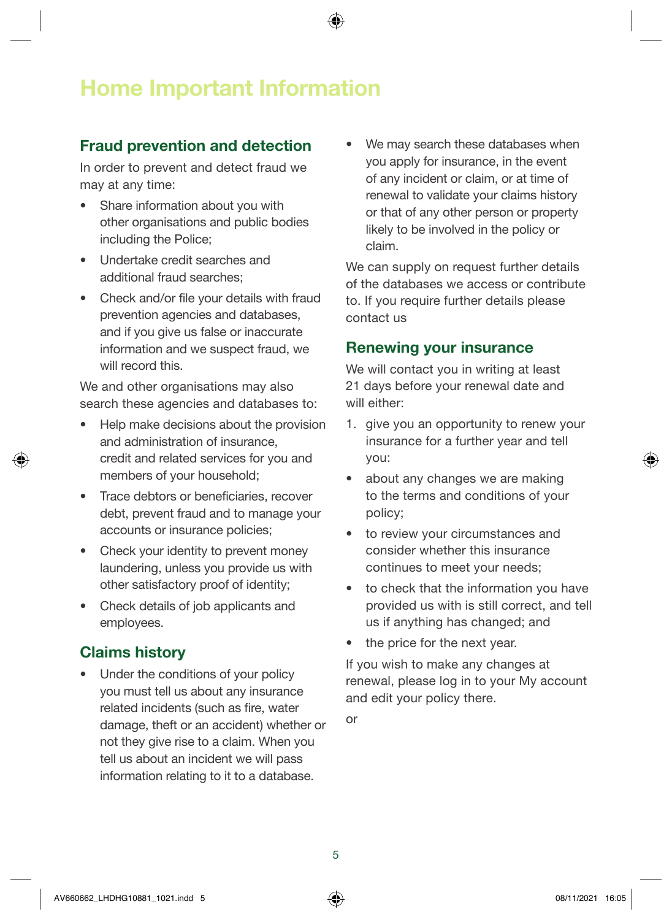# Home Important Information

## Fraud prevention and detection

In order to prevent and detect fraud we may at any time:

- Share information about you with other organisations and public bodies including the Police;
- Undertake credit searches and additional fraud searches;
- Check and/or file your details with fraud prevention agencies and databases, and if you give us false or inaccurate information and we suspect fraud, we will record this.

We and other organisations may also search these agencies and databases to:

- Help make decisions about the provision and administration of insurance, credit and related services for you and members of your household;
- Trace debtors or beneficiaries, recover debt, prevent fraud and to manage your accounts or insurance policies;
- Check your identity to prevent money laundering, unless you provide us with other satisfactory proof of identity;
- Check details of job applicants and employees.

## Claims history

- Under the conditions of your policy you must tell us about any insurance related incidents (such as fire, water damage, theft or an accident) whether or not they give rise to a claim. When you tell us about an incident we will pass information relating to it to a database.
- We may search these databases when you apply for insurance, in the event of any incident or claim, or at time of renewal to validate your claims history or that of any other person or property likely to be involved in the policy or claim.

We can supply on request further details of the databases we access or contribute to. If you require further details please contact us

## Renewing your insurance

We will contact you in writing at least 21 days before your renewal date and will either:

1. give you an opportunity to renew your insurance for a further year and tell you:

- about any changes we are making to the terms and conditions of your policy;
- to review your circumstances and consider whether this insurance continues to meet your needs;
- to check that the information you have provided us with is still correct, and tell us if anything has changed; and
- the price for the next year.

If you wish to make any changes at renewal, please log in to your My account and edit your policy there.

or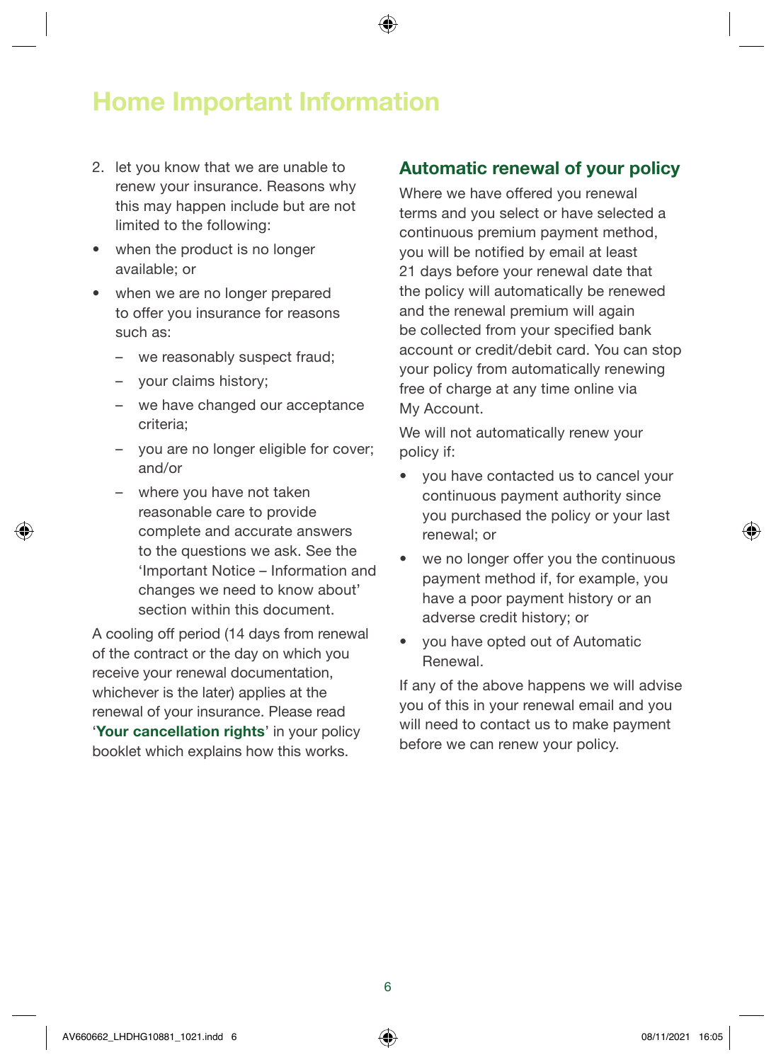# Home Important Information

2. let you know that we are unable to renew your insurance. Reasons why this may happen include but are not limited to the following:

- when the product is no longer available; or
- when we are no longer prepared to offer you insurance for reasons such as:
  - we reasonably suspect fraud;
  - your claims history;
  - we have changed our acceptance criteria;
  - you are no longer eligible for cover; and/or
  - where you have not taken reasonable care to provide complete and accurate answers to the questions we ask. See the 'Important Notice – Information and changes we need to know about' section within this document.

A cooling off period (14 days from renewal of the contract or the day on which you receive your renewal documentation, whichever is the later) applies at the renewal of your insurance. Please read '**Your cancellation rights**' in your policy booklet which explains how this works.

## Automatic renewal of your policy

Where we have offered you renewal terms and you select or have selected a continuous premium payment method, you will be notified by email at least 21 days before your renewal date that the policy will automatically be renewed and the renewal premium will again be collected from your specified bank account or credit/debit card. You can stop your policy from automatically renewing free of charge at any time online via My Account.

We will not automatically renew your policy if:

- you have contacted us to cancel your continuous payment authority since you purchased the policy or your last renewal; or
- we no longer offer you the continuous payment method if, for example, you have a poor payment history or an adverse credit history; or
- you have opted out of Automatic Renewal.

If any of the above happens we will advise you of this in your renewal email and you will need to contact us to make payment before we can renew your policy.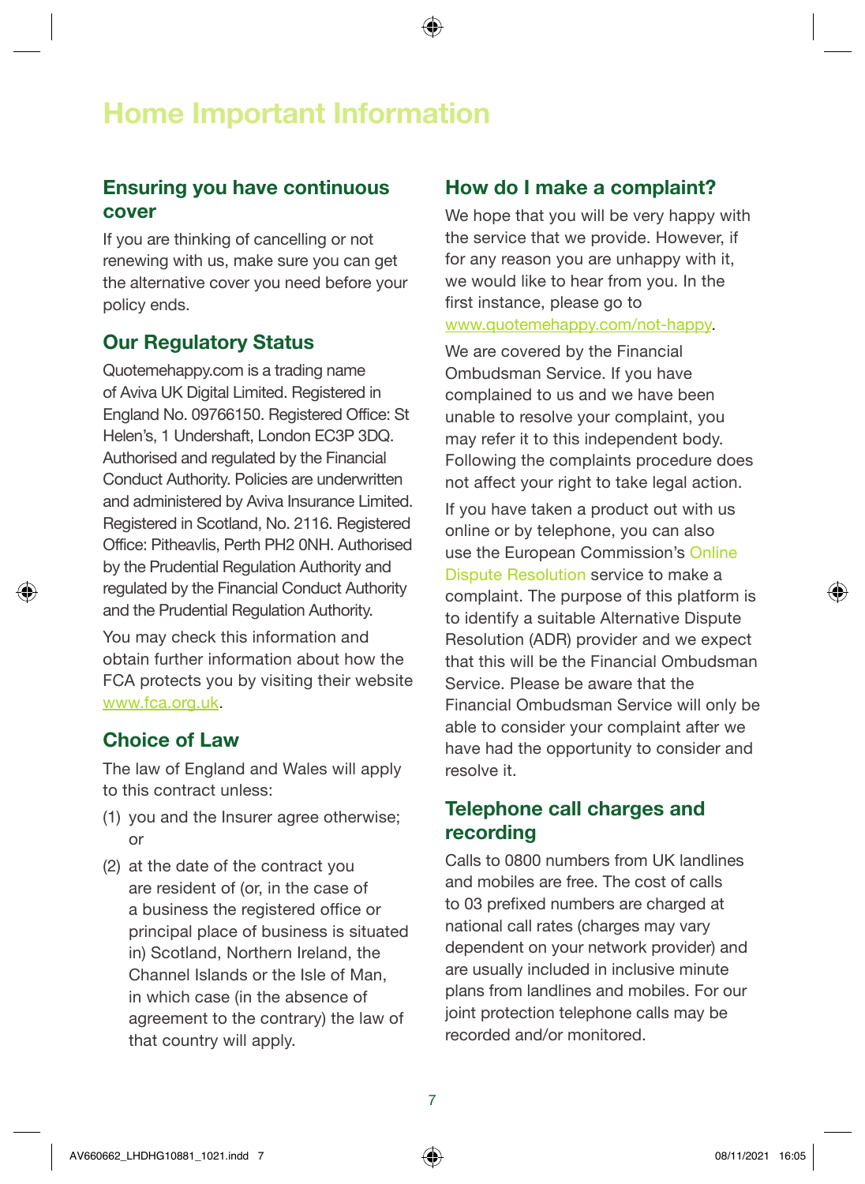# Home Important Information

## Ensuring you have continuous cover

If you are thinking of cancelling or not renewing with us, make sure you can get the alternative cover you need before your policy ends.

## Our Regulatory Status

Quotemehappy.com is a trading name of Aviva UK Digital Limited. Registered in England No. 09766150. Registered Office: St Helen's, 1 Undershaft, London EC3P 3DQ. Authorised and regulated by the Financial Conduct Authority. Policies are underwritten and administered by Aviva Insurance Limited. Registered in Scotland, No. 2116. Registered Office: Pitheavlis, Perth PH2 0NH. Authorised by the Prudential Regulation Authority and regulated by the Financial Conduct Authority and the Prudential Regulation Authority.

You may check this information and obtain further information about how the FCA protects you by visiting their website www.fca.org.uk.

## Choice of Law

The law of England and Wales will apply to this contract unless:

(1) you and the Insurer agree otherwise; or

(2) at the date of the contract you are resident of (or, in the case of a business the registered office or principal place of business is situated in) Scotland, Northern Ireland, the Channel Islands or the Isle of Man, in which case (in the absence of agreement to the contrary) the law of that country will apply.

## How do I make a complaint?

We hope that you will be very happy with the service that we provide. However, if for any reason you are unhappy with it, we would like to hear from you. In the first instance, please go to www.quotemehappy.com/not-happy.

We are covered by the Financial Ombudsman Service. If you have complained to us and we have been unable to resolve your complaint, you may refer it to this independent body. Following the complaints procedure does not affect your right to take legal action.

If you have taken a product out with us online or by telephone, you can also use the European Commission's Online Dispute Resolution service to make a complaint. The purpose of this platform is to identify a suitable Alternative Dispute Resolution (ADR) provider and we expect that this will be the Financial Ombudsman Service. Please be aware that the Financial Ombudsman Service will only be able to consider your complaint after we have had the opportunity to consider and resolve it.

## Telephone call charges and recording

Calls to 0800 numbers from UK landlines and mobiles are free. The cost of calls to 03 prefixed numbers are charged at national call rates (charges may vary dependent on your network provider) and are usually included in inclusive minute plans from landlines and mobiles. For our joint protection telephone calls may be recorded and/or monitored.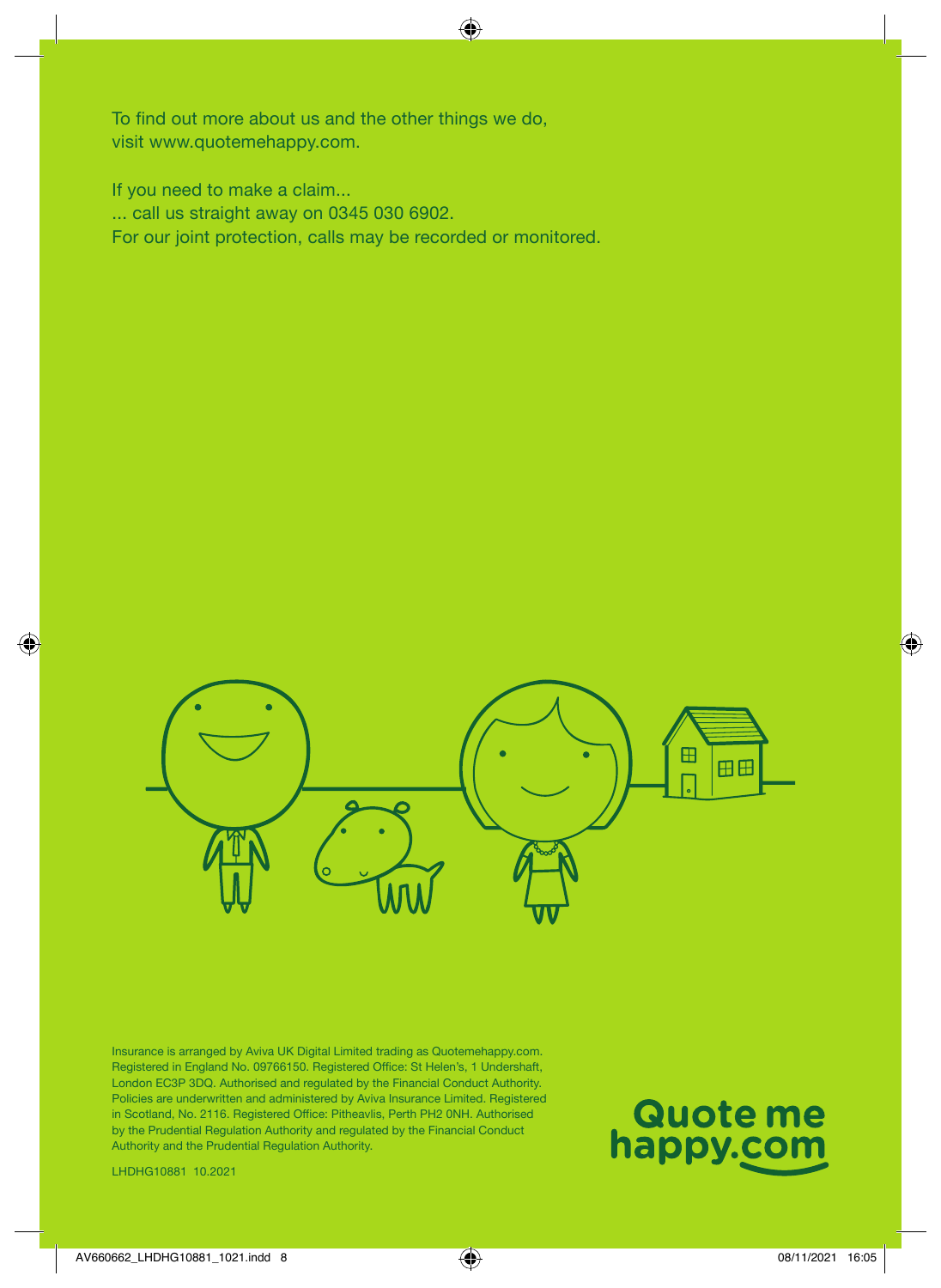To find out more about us and the other things we do, visit www.quotemehappy.com.

If you need to make a claim...
... call us straight away on 0345 030 6902.
For our joint protection, calls may be recorded or monitored.

Insurance is arranged by Aviva UK Digital Limited trading as Quotemehappy.com. Registered in England No. 09766150. Registered Office: St Helen's, 1 Undershaft, London EC3P 3DQ. Authorised and regulated by the Financial Conduct Authority. Policies are underwritten and administered by Aviva Insurance Limited. Registered in Scotland, No. 2116. Registered Office: Pitheavlis, Perth PH2 0NH. Authorised by the Prudential Regulation Authority and regulated by the Financial Conduct Authority and the Prudential Regulation Authority.

Quote me happy.com

LHDHG10881 10.2021